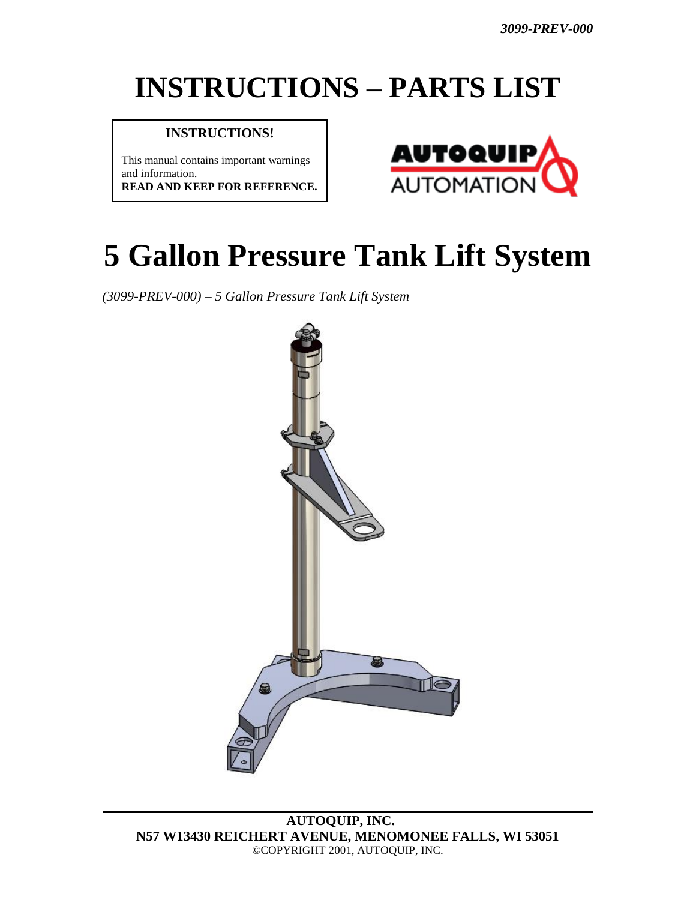# INSTRUCTIONS – PARTS LIST

**INSTRUCTIONS!**

This manual contains important warnings and information.
**READ AND KEEP FOR REFERENCE.**

# 5 Gallon Pressure Tank Lift System

*(3099-PREV-000) – 5 Gallon Pressure Tank Lift System*

**AUTOQUIP, INC.**
**N57 W13430 REICHERT AVENUE, MENOMONEE FALLS, WI 53051**
©COPYRIGHT 2001, AUTOQUIP, INC.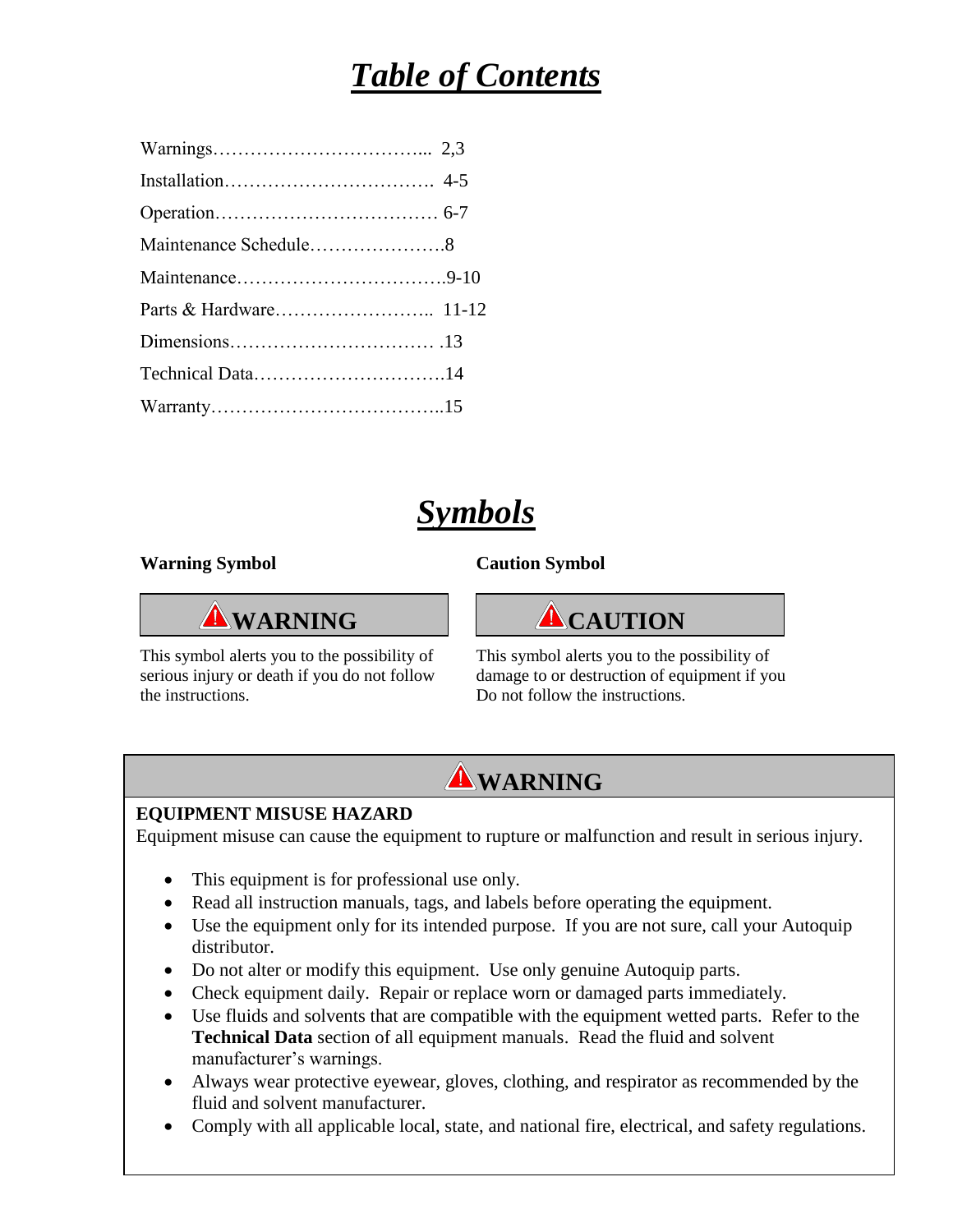# *Table of Contents*

Warnings……………………………... 2,3

Installation……………………………. 4-5

Operation……………………………… 6-7

Maintenance Schedule………………….8

Maintenance…………………………….9-10

Parts & Hardware…………………….. 11-12

Dimensions…………………………… .13

Technical Data………………………….14

Warranty………………………………..15

# *Symbols*

**Warning Symbol**

**⚠ WARNING**

This symbol alerts you to the possibility of serious injury or death if you do not follow the instructions.

**Caution Symbol**

**⚠ CAUTION**

This symbol alerts you to the possibility of damage to or destruction of equipment if you Do not follow the instructions.

## ⚠ WARNING

**EQUIPMENT MISUSE HAZARD**

Equipment misuse can cause the equipment to rupture or malfunction and result in serious injury.

- This equipment is for professional use only.
- Read all instruction manuals, tags, and labels before operating the equipment.
- Use the equipment only for its intended purpose. If you are not sure, call your Autoquip distributor.
- Do not alter or modify this equipment. Use only genuine Autoquip parts.
- Check equipment daily. Repair or replace worn or damaged parts immediately.
- Use fluids and solvents that are compatible with the equipment wetted parts. Refer to the **Technical Data** section of all equipment manuals. Read the fluid and solvent manufacturer's warnings.
- Always wear protective eyewear, gloves, clothing, and respirator as recommended by the fluid and solvent manufacturer.
- Comply with all applicable local, state, and national fire, electrical, and safety regulations.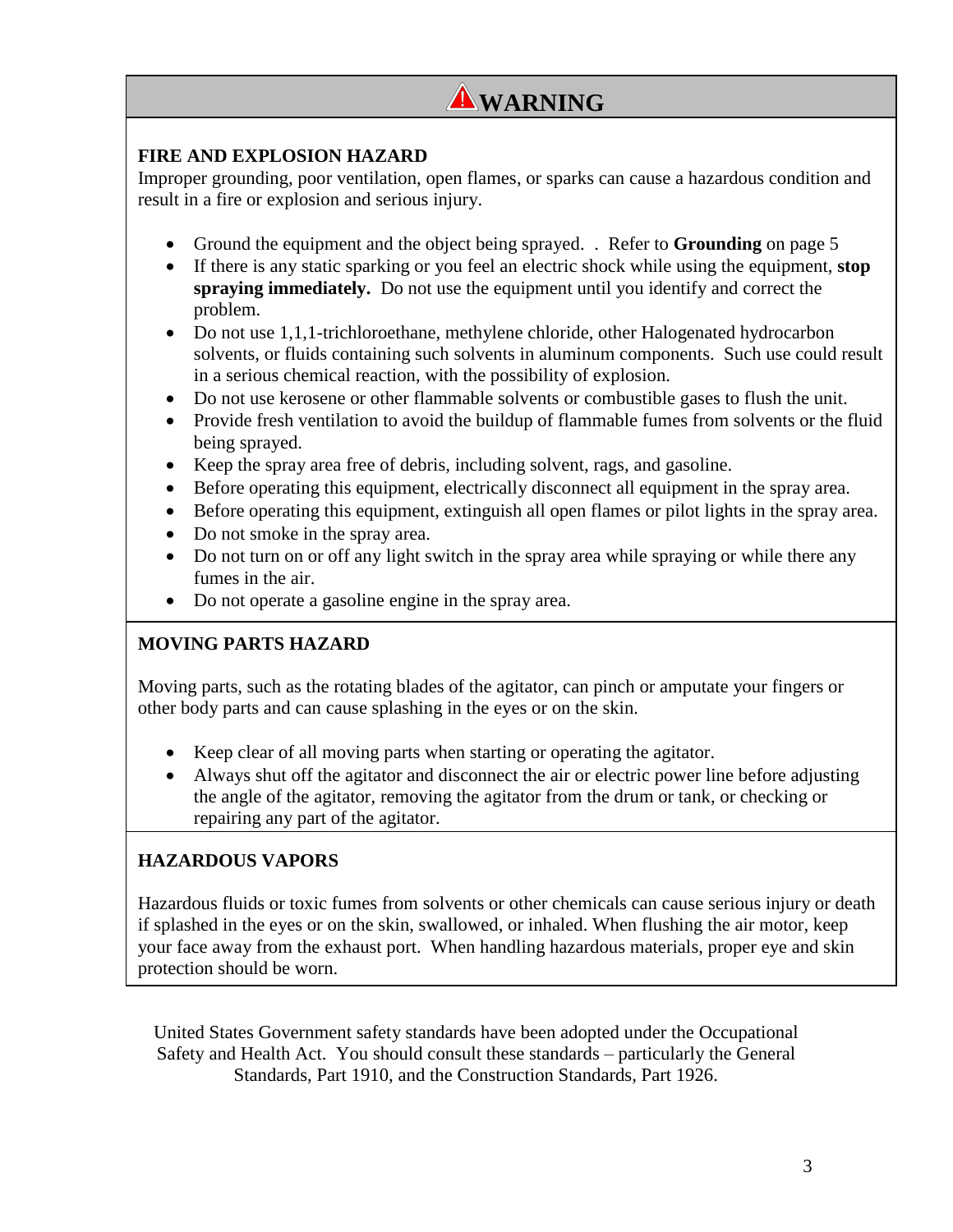# ⚠ WARNING

### FIRE AND EXPLOSION HAZARD

Improper grounding, poor ventilation, open flames, or sparks can cause a hazardous condition and result in a fire or explosion and serious injury.

- Ground the equipment and the object being sprayed. . Refer to **Grounding** on page 5
- If there is any static sparking or you feel an electric shock while using the equipment, **stop spraying immediately.** Do not use the equipment until you identify and correct the problem.
- Do not use 1,1,1-trichloroethane, methylene chloride, other Halogenated hydrocarbon solvents, or fluids containing such solvents in aluminum components. Such use could result in a serious chemical reaction, with the possibility of explosion.
- Do not use kerosene or other flammable solvents or combustible gases to flush the unit.
- Provide fresh ventilation to avoid the buildup of flammable fumes from solvents or the fluid being sprayed.
- Keep the spray area free of debris, including solvent, rags, and gasoline.
- Before operating this equipment, electrically disconnect all equipment in the spray area.
- Before operating this equipment, extinguish all open flames or pilot lights in the spray area.
- Do not smoke in the spray area.
- Do not turn on or off any light switch in the spray area while spraying or while there any fumes in the air.
- Do not operate a gasoline engine in the spray area.

### MOVING PARTS HAZARD

Moving parts, such as the rotating blades of the agitator, can pinch or amputate your fingers or other body parts and can cause splashing in the eyes or on the skin.

- Keep clear of all moving parts when starting or operating the agitator.
- Always shut off the agitator and disconnect the air or electric power line before adjusting the angle of the agitator, removing the agitator from the drum or tank, or checking or repairing any part of the agitator.

### HAZARDOUS VAPORS

Hazardous fluids or toxic fumes from solvents or other chemicals can cause serious injury or death if splashed in the eyes or on the skin, swallowed, or inhaled. When flushing the air motor, keep your face away from the exhaust port. When handling hazardous materials, proper eye and skin protection should be worn.

United States Government safety standards have been adopted under the Occupational Safety and Health Act. You should consult these standards – particularly the General Standards, Part 1910, and the Construction Standards, Part 1926.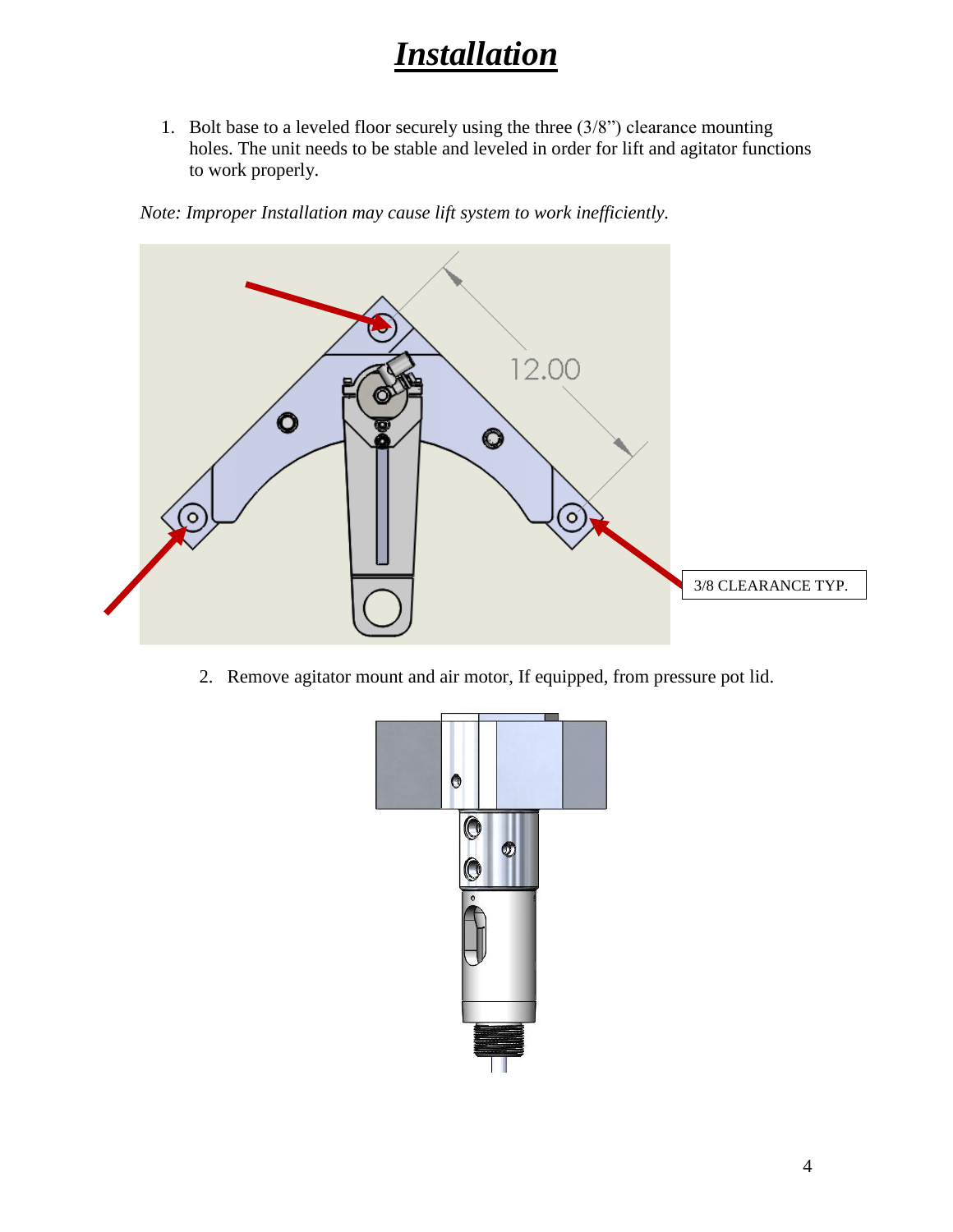# ***Installation***

1. Bolt base to a leveled floor securely using the three (3/8") clearance mounting holes. The unit needs to be stable and leveled in order for lift and agitator functions to work properly.

*Note: Improper Installation may cause lift system to work inefficiently.*

2. Remove agitator mount and air motor, If equipped, from pressure pot lid.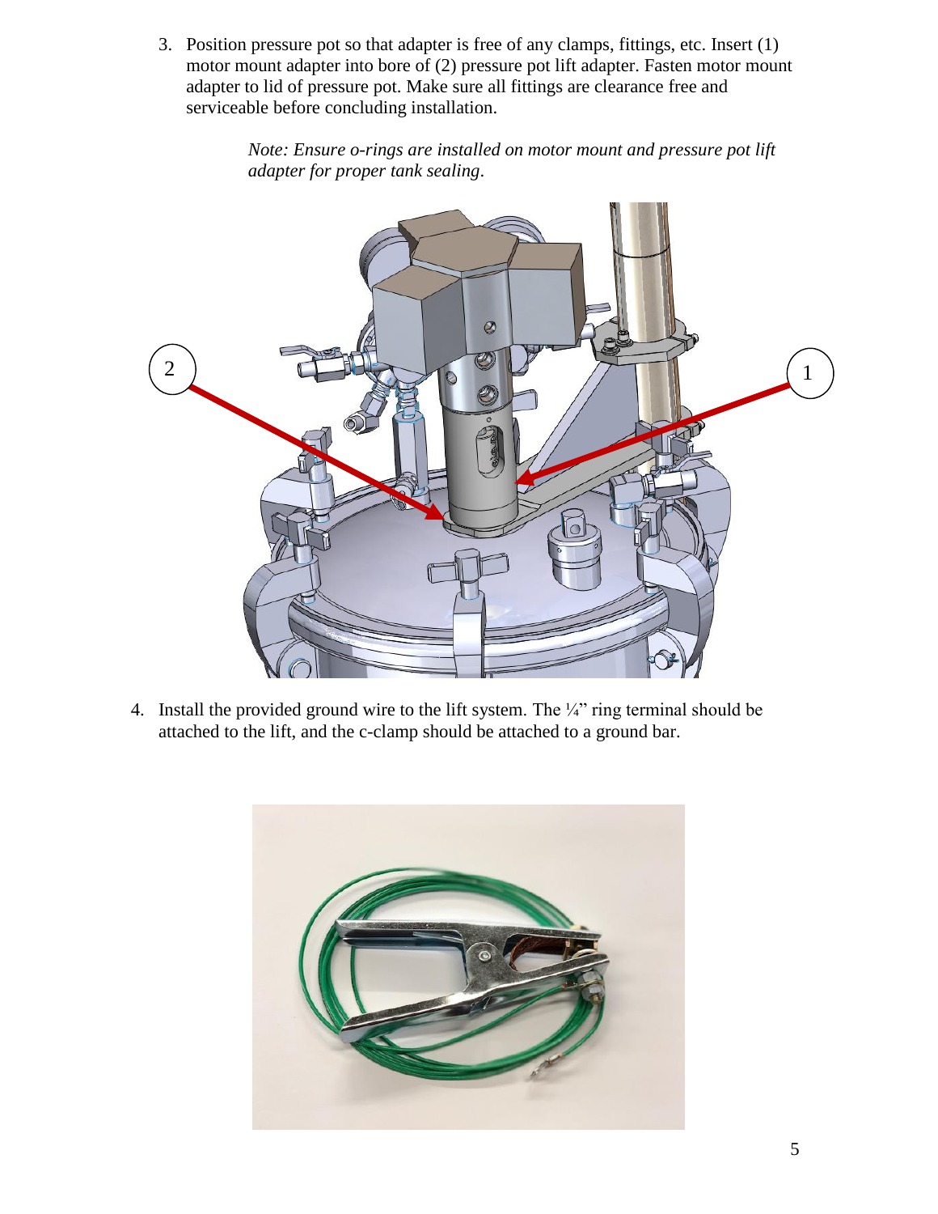3. Position pressure pot so that adapter is free of any clamps, fittings, etc. Insert (1) motor mount adapter into bore of (2) pressure pot lift adapter. Fasten motor mount adapter to lid of pressure pot. Make sure all fittings are clearance free and serviceable before concluding installation.

   *Note: Ensure o-rings are installed on motor mount and pressure pot lift adapter for proper tank sealing.*

4. Install the provided ground wire to the lift system. The ¼" ring terminal should be attached to the lift, and the c-clamp should be attached to a ground bar.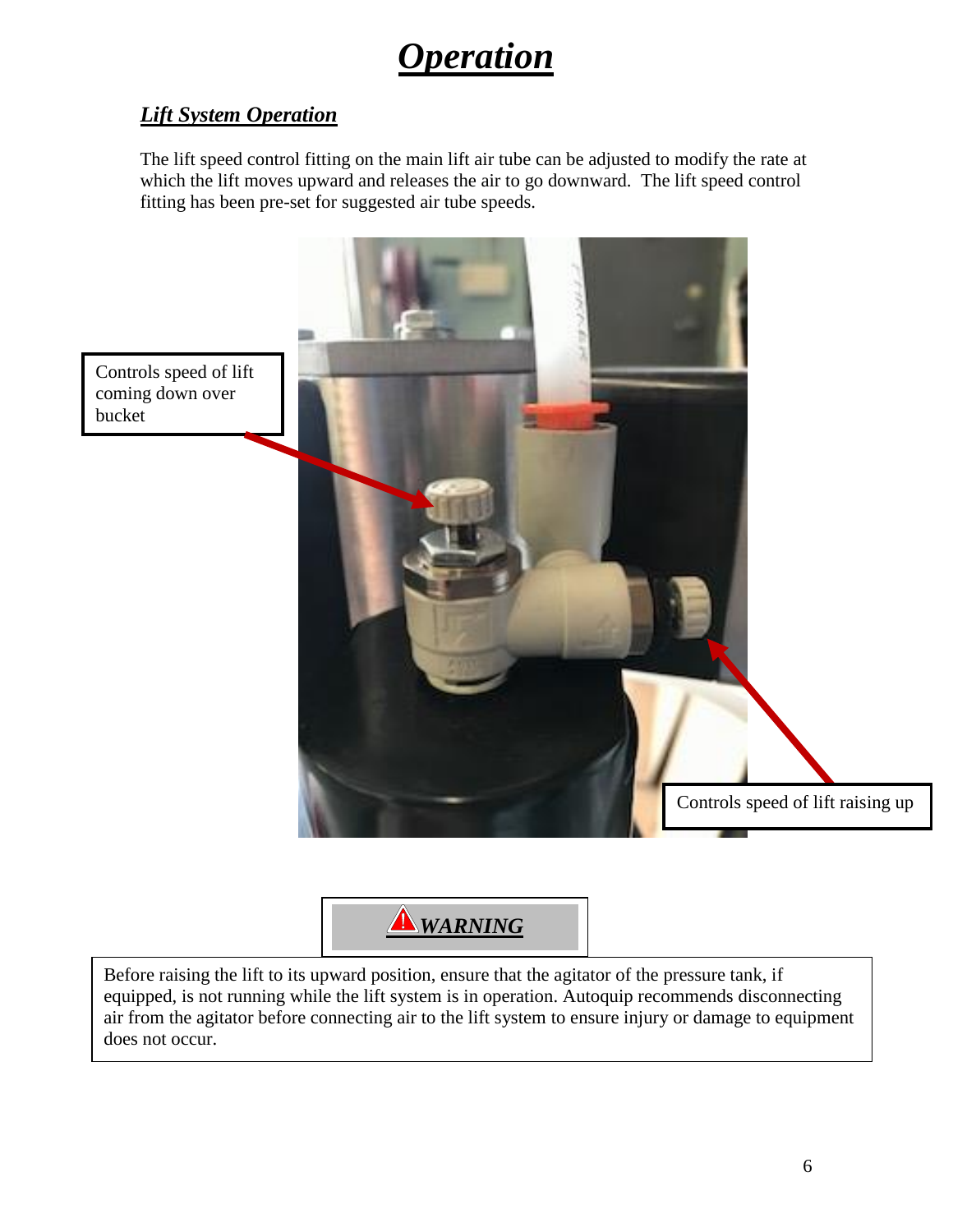# Operation

## *Lift System Operation*

The lift speed control fitting on the main lift air tube can be adjusted to modify the rate at which the lift moves upward and releases the air to go downward. The lift speed control fitting has been pre-set for suggested air tube speeds.

Controls speed of lift coming down over bucket

Controls speed of lift raising up

**⚠ *WARNING***

Before raising the lift to its upward position, ensure that the agitator of the pressure tank, if equipped, is not running while the lift system is in operation. Autoquip recommends disconnecting air from the agitator before connecting air to the lift system to ensure injury or damage to equipment does not occur.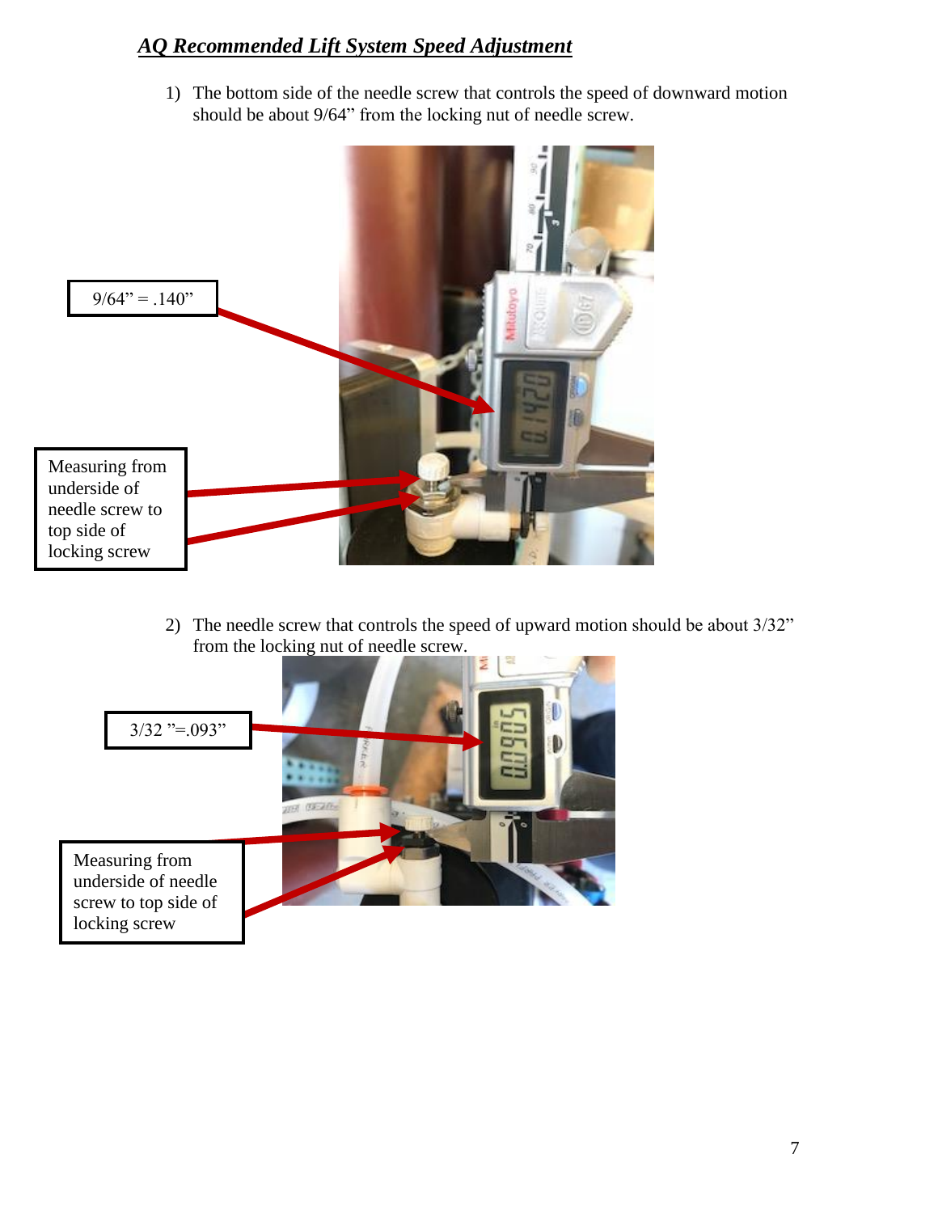## *AQ Recommended Lift System Speed Adjustment*

1) The bottom side of the needle screw that controls the speed of downward motion should be about 9/64" from the locking nut of needle screw.

9/64" = .140"

Measuring from underside of needle screw to top side of locking screw

2) The needle screw that controls the speed of upward motion should be about 3/32" from the locking nut of needle screw.

3/32 "=.093"

Measuring from underside of needle screw to top side of locking screw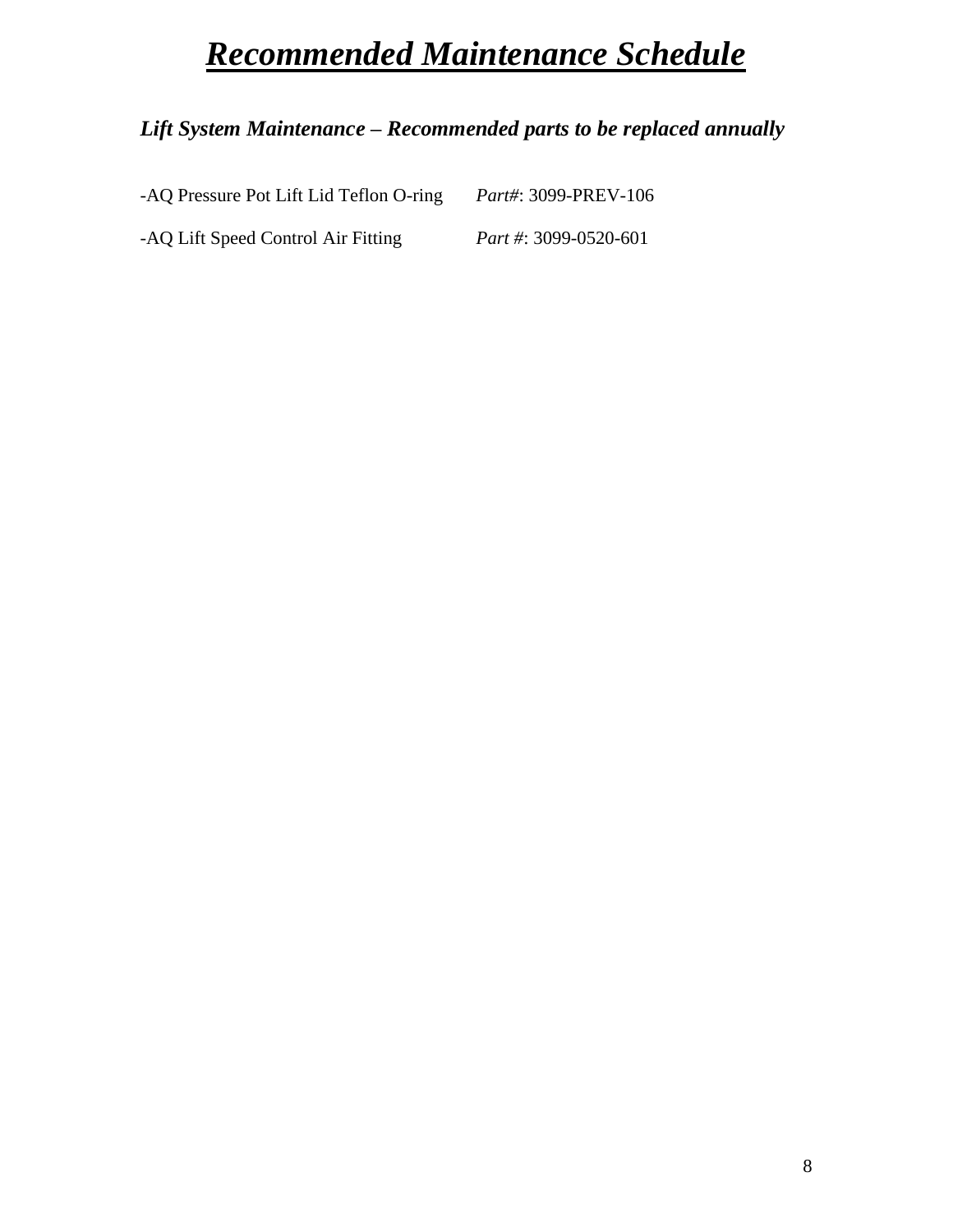# ***Recommended Maintenance Schedule***

***Lift System Maintenance – Recommended parts to be replaced annually***

-AQ Pressure Pot Lift Lid Teflon O-ring *Part#*: 3099-PREV-106

-AQ Lift Speed Control Air Fitting *Part #*: 3099-0520-601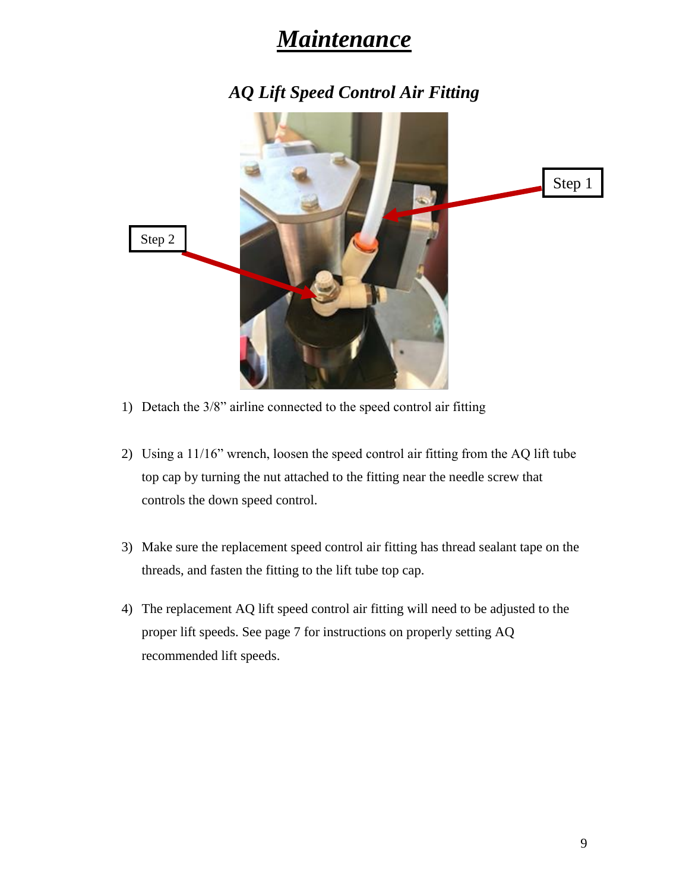# Maintenance

## AQ Lift Speed Control Air Fitting

Step 1

Step 2

1) Detach the 3/8" airline connected to the speed control air fitting

2) Using a 11/16" wrench, loosen the speed control air fitting from the AQ lift tube top cap by turning the nut attached to the fitting near the needle screw that controls the down speed control.

3) Make sure the replacement speed control air fitting has thread sealant tape on the threads, and fasten the fitting to the lift tube top cap.

4) The replacement AQ lift speed control air fitting will need to be adjusted to the proper lift speeds. See page 7 for instructions on properly setting AQ recommended lift speeds.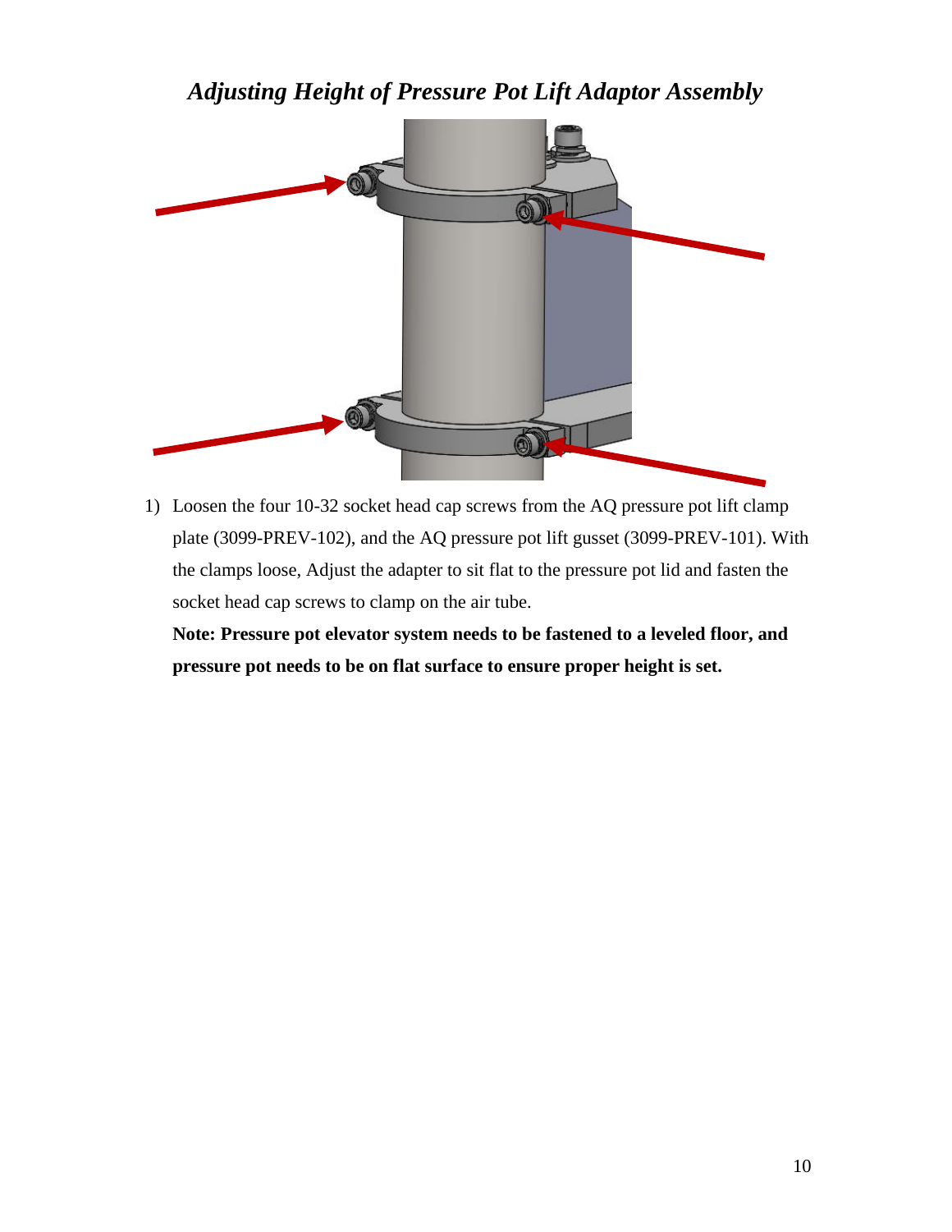## *Adjusting Height of Pressure Pot Lift Adaptor Assembly*

1) Loosen the four 10-32 socket head cap screws from the AQ pressure pot lift clamp plate (3099-PREV-102), and the AQ pressure pot lift gusset (3099-PREV-101). With the clamps loose, Adjust the adapter to sit flat to the pressure pot lid and fasten the socket head cap screws to clamp on the air tube.

   **Note: Pressure pot elevator system needs to be fastened to a leveled floor, and pressure pot needs to be on flat surface to ensure proper height is set.**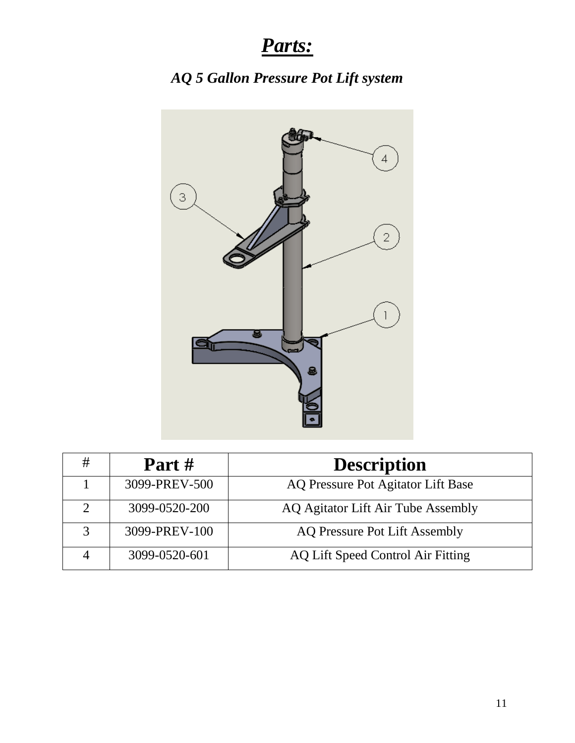# ***Parts:***

***AQ 5 Gallon Pressure Pot Lift system***

| # | Part # | Description |
|---|---|---|
| 1 | 3099-PREV-500 | AQ Pressure Pot Agitator Lift Base |
| 2 | 3099-0520-200 | AQ Agitator Lift Air Tube Assembly |
| 3 | 3099-PREV-100 | AQ Pressure Pot Lift Assembly |
| 4 | 3099-0520-601 | AQ Lift Speed Control Air Fitting |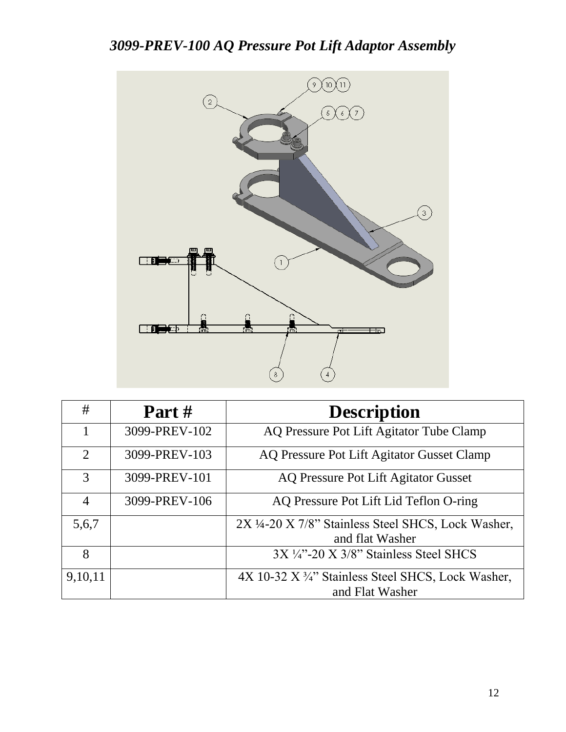## *3099-PREV-100 AQ Pressure Pot Lift Adaptor Assembly*

| # | **Part #** | **Description** |
|---|---|---|
| 1 | 3099-PREV-102 | AQ Pressure Pot Lift Agitator Tube Clamp |
| 2 | 3099-PREV-103 | AQ Pressure Pot Lift Agitator Gusset Clamp |
| 3 | 3099-PREV-101 | AQ Pressure Pot Lift Agitator Gusset |
| 4 | 3099-PREV-106 | AQ Pressure Pot Lift Lid Teflon O-ring |
| 5,6,7 | | 2X ¼-20 X 7/8" Stainless Steel SHCS, Lock Washer, and flat Washer |
| 8 | | 3X ¼"-20 X 3/8" Stainless Steel SHCS |
| 9,10,11 | | 4X 10-32 X ¾" Stainless Steel SHCS, Lock Washer, and Flat Washer |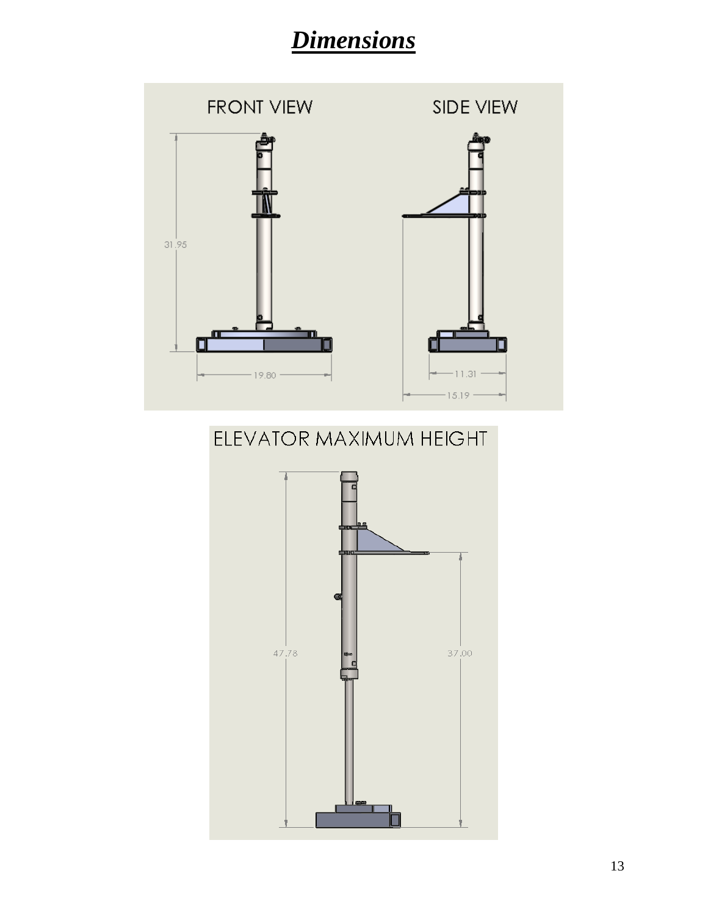# ***Dimensions***

FRONT VIEW

SIDE VIEW

31.95

19.80

11.31

15.19

ELEVATOR MAXIMUM HEIGHT

47.78

37.00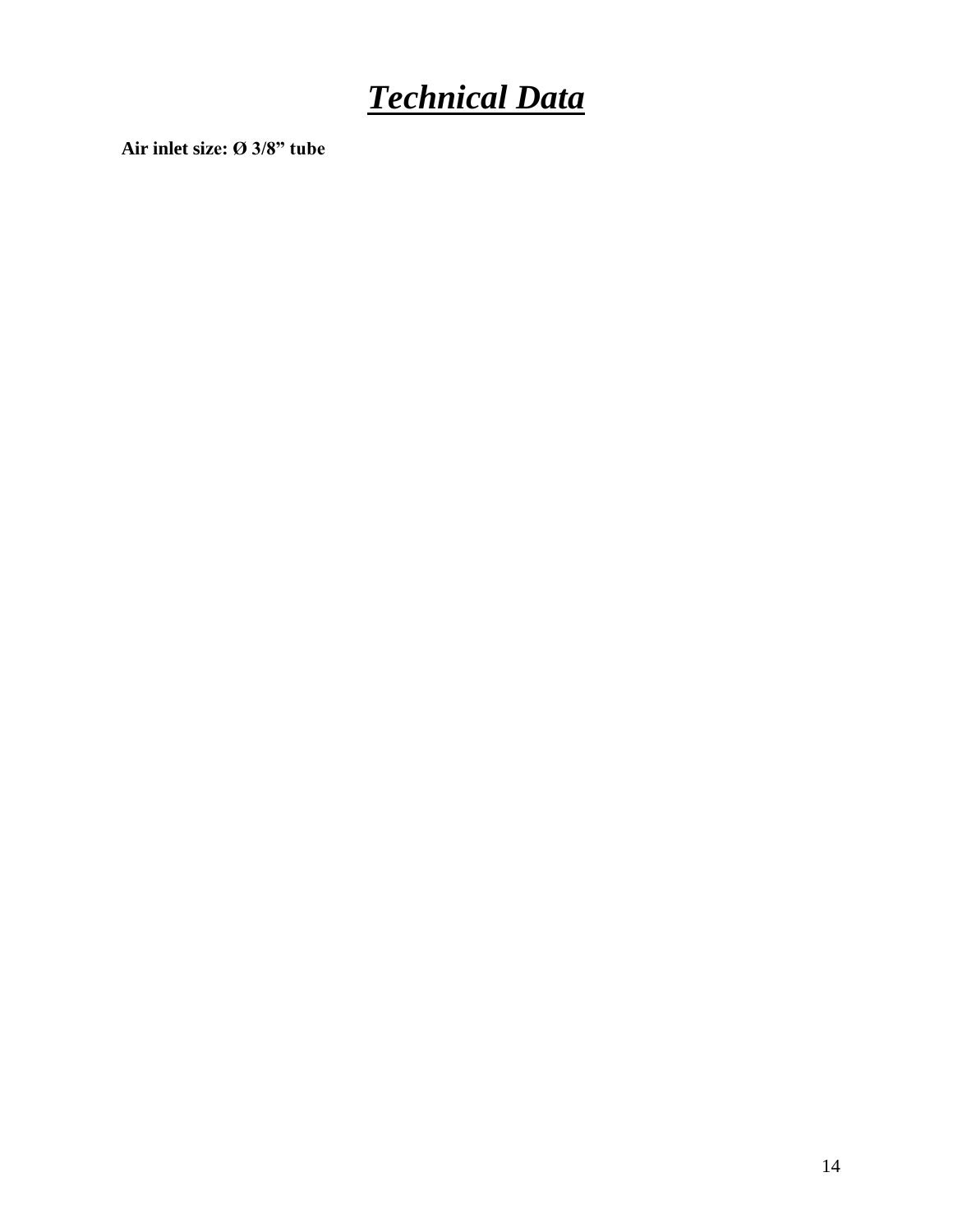# ***Technical Data***

**Air inlet size: Ø 3/8" tube**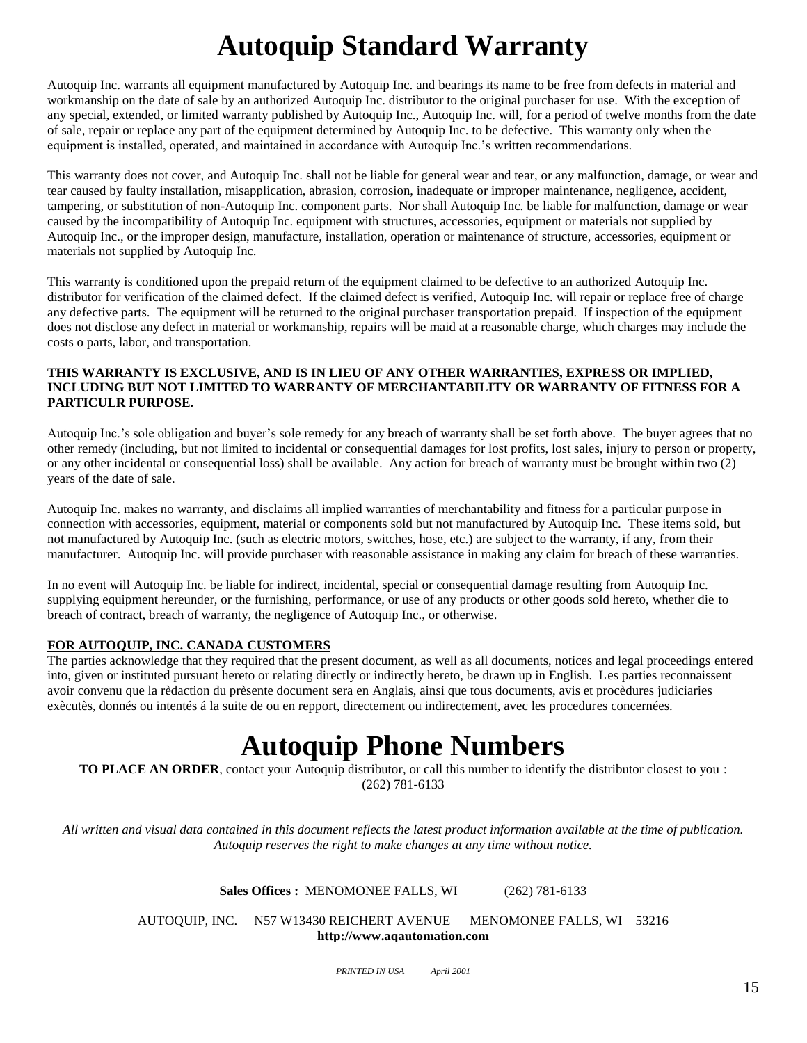# Autoquip Standard Warranty

Autoquip Inc. warrants all equipment manufactured by Autoquip Inc. and bearings its name to be free from defects in material and workmanship on the date of sale by an authorized Autoquip Inc. distributor to the original purchaser for use. With the exception of any special, extended, or limited warranty published by Autoquip Inc., Autoquip Inc. will, for a period of twelve months from the date of sale, repair or replace any part of the equipment determined by Autoquip Inc. to be defective. This warranty only when the equipment is installed, operated, and maintained in accordance with Autoquip Inc.'s written recommendations.

This warranty does not cover, and Autoquip Inc. shall not be liable for general wear and tear, or any malfunction, damage, or wear and tear caused by faulty installation, misapplication, abrasion, corrosion, inadequate or improper maintenance, negligence, accident, tampering, or substitution of non-Autoquip Inc. component parts. Nor shall Autoquip Inc. be liable for malfunction, damage or wear caused by the incompatibility of Autoquip Inc. equipment with structures, accessories, equipment or materials not supplied by Autoquip Inc., or the improper design, manufacture, installation, operation or maintenance of structure, accessories, equipment or materials not supplied by Autoquip Inc.

This warranty is conditioned upon the prepaid return of the equipment claimed to be defective to an authorized Autoquip Inc. distributor for verification of the claimed defect. If the claimed defect is verified, Autoquip Inc. will repair or replace free of charge any defective parts. The equipment will be returned to the original purchaser transportation prepaid. If inspection of the equipment does not disclose any defect in material or workmanship, repairs will be maid at a reasonable charge, which charges may include the costs o parts, labor, and transportation.

**THIS WARRANTY IS EXCLUSIVE, AND IS IN LIEU OF ANY OTHER WARRANTIES, EXPRESS OR IMPLIED, INCLUDING BUT NOT LIMITED TO WARRANTY OF MERCHANTABILITY OR WARRANTY OF FITNESS FOR A PARTICULR PURPOSE.**

Autoquip Inc.'s sole obligation and buyer's sole remedy for any breach of warranty shall be set forth above. The buyer agrees that no other remedy (including, but not limited to incidental or consequential damages for lost profits, lost sales, injury to person or property, or any other incidental or consequential loss) shall be available. Any action for breach of warranty must be brought within two (2) years of the date of sale.

Autoquip Inc. makes no warranty, and disclaims all implied warranties of merchantability and fitness for a particular purpose in connection with accessories, equipment, material or components sold but not manufactured by Autoquip Inc. These items sold, but not manufactured by Autoquip Inc. (such as electric motors, switches, hose, etc.) are subject to the warranty, if any, from their manufacturer. Autoquip Inc. will provide purchaser with reasonable assistance in making any claim for breach of these warranties.

In no event will Autoquip Inc. be liable for indirect, incidental, special or consequential damage resulting from Autoquip Inc. supplying equipment hereunder, or the furnishing, performance, or use of any products or other goods sold hereto, whether die to breach of contract, breach of warranty, the negligence of Autoquip Inc., or otherwise.

**FOR AUTOQUIP, INC. CANADA CUSTOMERS**

The parties acknowledge that they required that the present document, as well as all documents, notices and legal proceedings entered into, given or instituted pursuant hereto or relating directly or indirectly hereto, be drawn up in English. Les parties reconnaissent avoir convenu que la rèdaction du prèsente document sera en Anglais, ainsi que tous documents, avis et procèdures judiciaries exècutès, donnés ou intentés á la suite de ou en repport, directement ou indirectement, avec les procedures concernées.

# Autoquip Phone Numbers

**TO PLACE AN ORDER**, contact your Autoquip distributor, or call this number to identify the distributor closest to you : (262) 781-6133

*All written and visual data contained in this document reflects the latest product information available at the time of publication. Autoquip reserves the right to make changes at any time without notice.*

**Sales Offices :** MENOMONEE FALLS, WI (262) 781-6133

AUTOQUIP, INC. N57 W13430 REICHERT AVENUE MENOMONEE FALLS, WI 53216
**http://www.aqautomation.com**

*PRINTED IN USA April 2001*